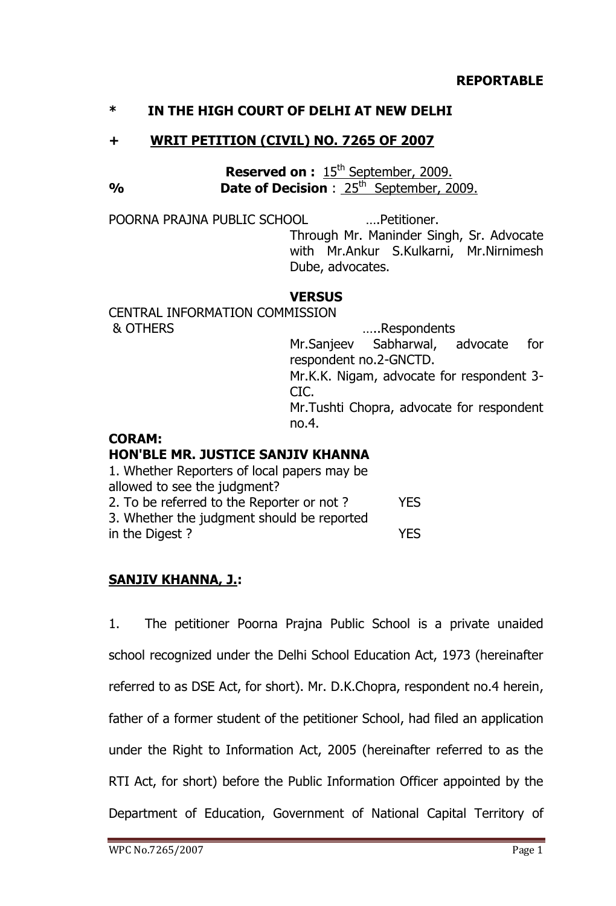**REPORTABLE**

**\* IN THE HIGH COURT OF DELHI AT NEW DELHI**

**+ WRIT PETITION (CIVIL) NO. 7265 OF 2007**

**Reserved on :** 15th September, 2009.

**% Date of Decision** : 25th September, 2009.

POORNA PRAJNA PUBLIC SCHOOL ....Petitioner.

Through Mr. Maninder Singh, Sr. Advocate with Mr.Ankur S.Kulkarni, Mr.Nirnimesh Dube, advocates.

**VERSUS**

CENTRAL INFORMATION COMMISSION & OTHERS .....Respondents

Mr.Sanjeev Sabharwal, advocate for respondent no.2-GNCTD.

Mr.K.K. Nigam, advocate for respondent 3-CIC.

Mr.Tushti Chopra, advocate for respondent no.4.

**CORAM:**

**HON'BLE MR. JUSTICE SANJIV KHANNA**

1. Whether Reporters of local papers may be allowed to see the judgment?
2. To be referred to the Reporter or not ? YES
3. Whether the judgment should be reported in the Digest ? YES

**SANJIV KHANNA, J.:**

1. The petitioner Poorna Prajna Public School is a private unaided school recognized under the Delhi School Education Act, 1973 (hereinafter referred to as DSE Act, for short). Mr. D.K.Chopra, respondent no.4 herein, father of a former student of the petitioner School, had filed an application under the Right to Information Act, 2005 (hereinafter referred to as the RTI Act, for short) before the Public Information Officer appointed by the Department of Education, Government of National Capital Territory of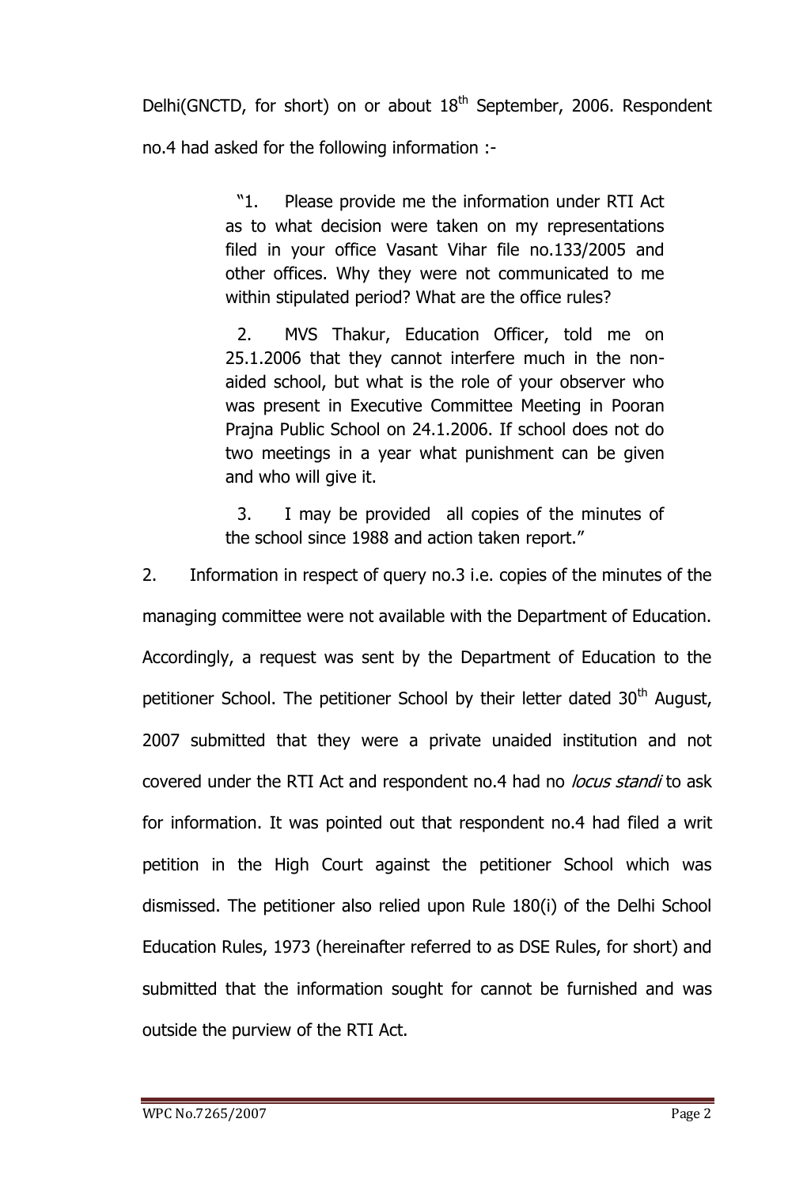Delhi(GNCTD, for short) on or about 18th September, 2006. Respondent no.4 had asked for the following information :-

> "1. Please provide me the information under RTI Act as to what decision were taken on my representations filed in your office Vasant Vihar file no.133/2005 and other offices. Why they were not communicated to me within stipulated period? What are the office rules?
>
> 2. MVS Thakur, Education Officer, told me on 25.1.2006 that they cannot interfere much in the non-aided school, but what is the role of your observer who was present in Executive Committee Meeting in Pooran Prajna Public School on 24.1.2006. If school does not do two meetings in a year what punishment can be given and who will give it.
>
> 3. I may be provided all copies of the minutes of the school since 1988 and action taken report."

2. Information in respect of query no.3 i.e. copies of the minutes of the managing committee were not available with the Department of Education. Accordingly, a request was sent by the Department of Education to the petitioner School. The petitioner School by their letter dated 30th August, 2007 submitted that they were a private unaided institution and not covered under the RTI Act and respondent no.4 had no *locus standi* to ask for information. It was pointed out that respondent no.4 had filed a writ petition in the High Court against the petitioner School which was dismissed. The petitioner also relied upon Rule 180(i) of the Delhi School Education Rules, 1973 (hereinafter referred to as DSE Rules, for short) and submitted that the information sought for cannot be furnished and was outside the purview of the RTI Act.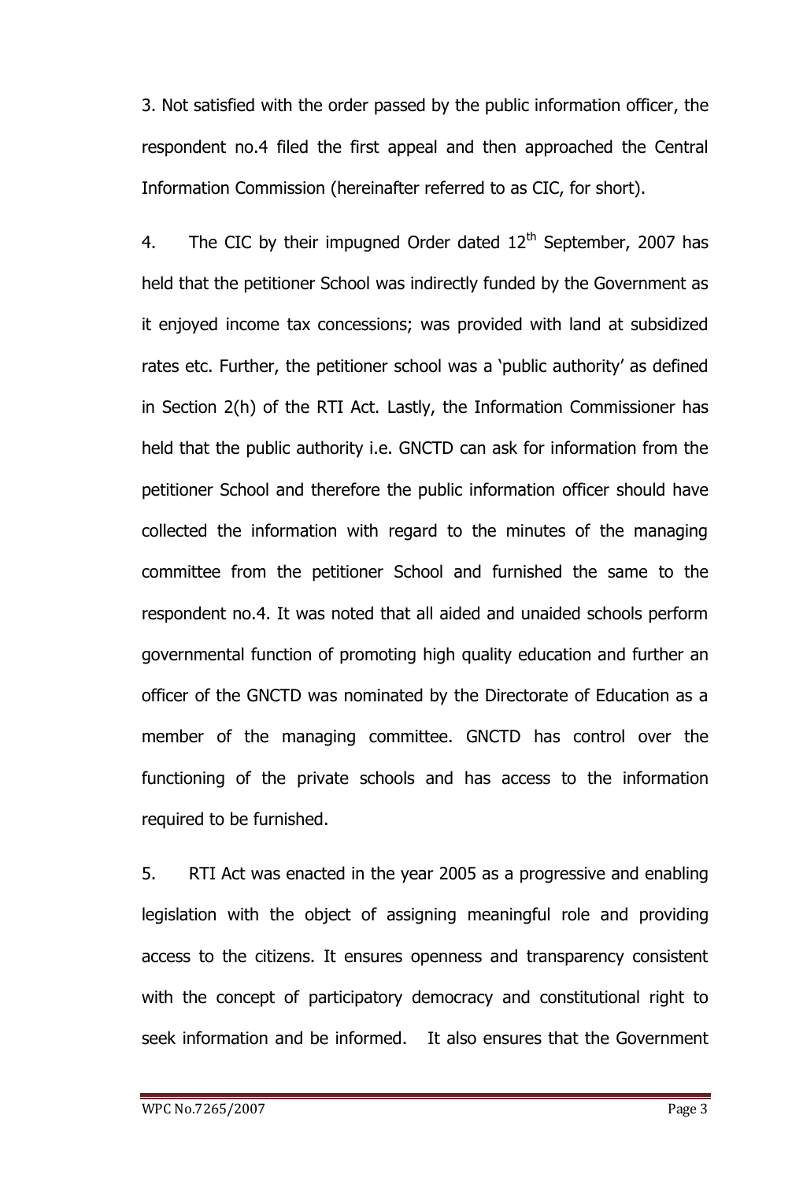3. Not satisfied with the order passed by the public information officer, the respondent no.4 filed the first appeal and then approached the Central Information Commission (hereinafter referred to as CIC, for short).

4. The CIC by their impugned Order dated 12th September, 2007 has held that the petitioner School was indirectly funded by the Government as it enjoyed income tax concessions; was provided with land at subsidized rates etc. Further, the petitioner school was a 'public authority' as defined in Section 2(h) of the RTI Act. Lastly, the Information Commissioner has held that the public authority i.e. GNCTD can ask for information from the petitioner School and therefore the public information officer should have collected the information with regard to the minutes of the managing committee from the petitioner School and furnished the same to the respondent no.4. It was noted that all aided and unaided schools perform governmental function of promoting high quality education and further an officer of the GNCTD was nominated by the Directorate of Education as a member of the managing committee. GNCTD has control over the functioning of the private schools and has access to the information required to be furnished.

5. RTI Act was enacted in the year 2005 as a progressive and enabling legislation with the object of assigning meaningful role and providing access to the citizens. It ensures openness and transparency consistent with the concept of participatory democracy and constitutional right to seek information and be informed. It also ensures that the Government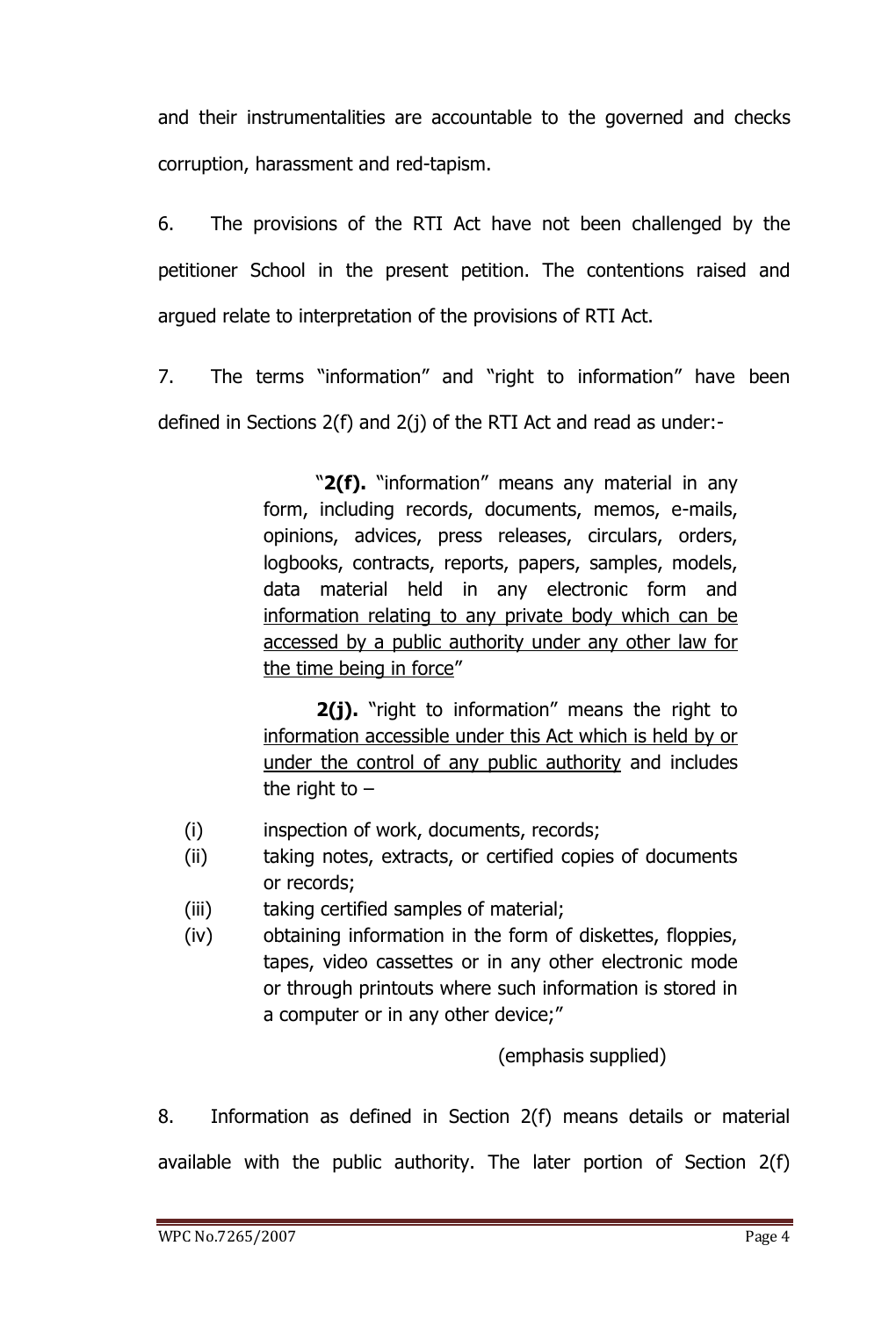and their instrumentalities are accountable to the governed and checks corruption, harassment and red-tapism.

6. The provisions of the RTI Act have not been challenged by the petitioner School in the present petition. The contentions raised and argued relate to interpretation of the provisions of RTI Act.

7. The terms "information" and "right to information" have been defined in Sections 2(f) and 2(j) of the RTI Act and read as under:-

> "**2(f).** "information" means any material in any form, including records, documents, memos, e-mails, opinions, advices, press releases, circulars, orders, logbooks, contracts, reports, papers, samples, models, data material held in any electronic form and <u>information relating to any private body which can be accessed by a public authority under any other law for the time being in force</u>"
>
> **2(j).** "right to information" means the right to <u>information accessible under this Act which is held by or under the control of any public authority</u> and includes the right to –
>
> (i) inspection of work, documents, records;
>
> (ii) taking notes, extracts, or certified copies of documents or records;
>
> (iii) taking certified samples of material;
>
> (iv) obtaining information in the form of diskettes, floppies, tapes, video cassettes or in any other electronic mode or through printouts where such information is stored in a computer or in any other device;"
>
> (emphasis supplied)

8. Information as defined in Section 2(f) means details or material available with the public authority. The later portion of Section 2(f)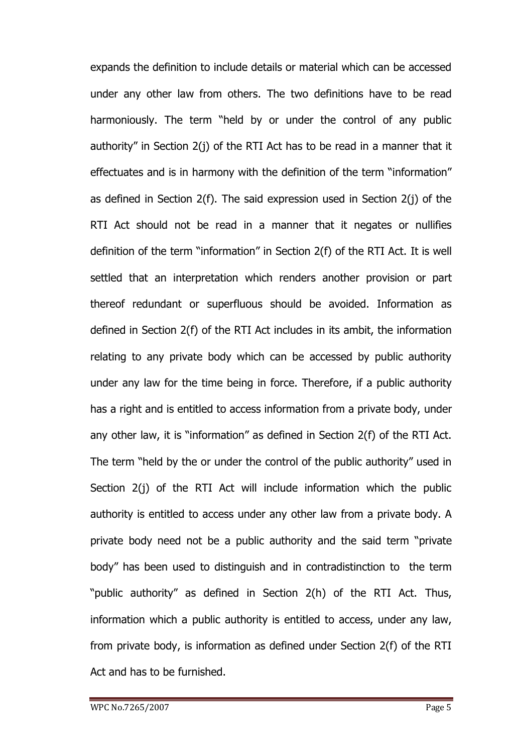expands the definition to include details or material which can be accessed under any other law from others. The two definitions have to be read harmoniously. The term "held by or under the control of any public authority" in Section 2(j) of the RTI Act has to be read in a manner that it effectuates and is in harmony with the definition of the term "information" as defined in Section 2(f). The said expression used in Section 2(j) of the RTI Act should not be read in a manner that it negates or nullifies definition of the term "information" in Section 2(f) of the RTI Act. It is well settled that an interpretation which renders another provision or part thereof redundant or superfluous should be avoided. Information as defined in Section 2(f) of the RTI Act includes in its ambit, the information relating to any private body which can be accessed by public authority under any law for the time being in force. Therefore, if a public authority has a right and is entitled to access information from a private body, under any other law, it is "information" as defined in Section 2(f) of the RTI Act. The term "held by the or under the control of the public authority" used in Section 2(j) of the RTI Act will include information which the public authority is entitled to access under any other law from a private body. A private body need not be a public authority and the said term "private body" has been used to distinguish and in contradistinction to the term "public authority" as defined in Section 2(h) of the RTI Act. Thus, information which a public authority is entitled to access, under any law, from private body, is information as defined under Section 2(f) of the RTI Act and has to be furnished.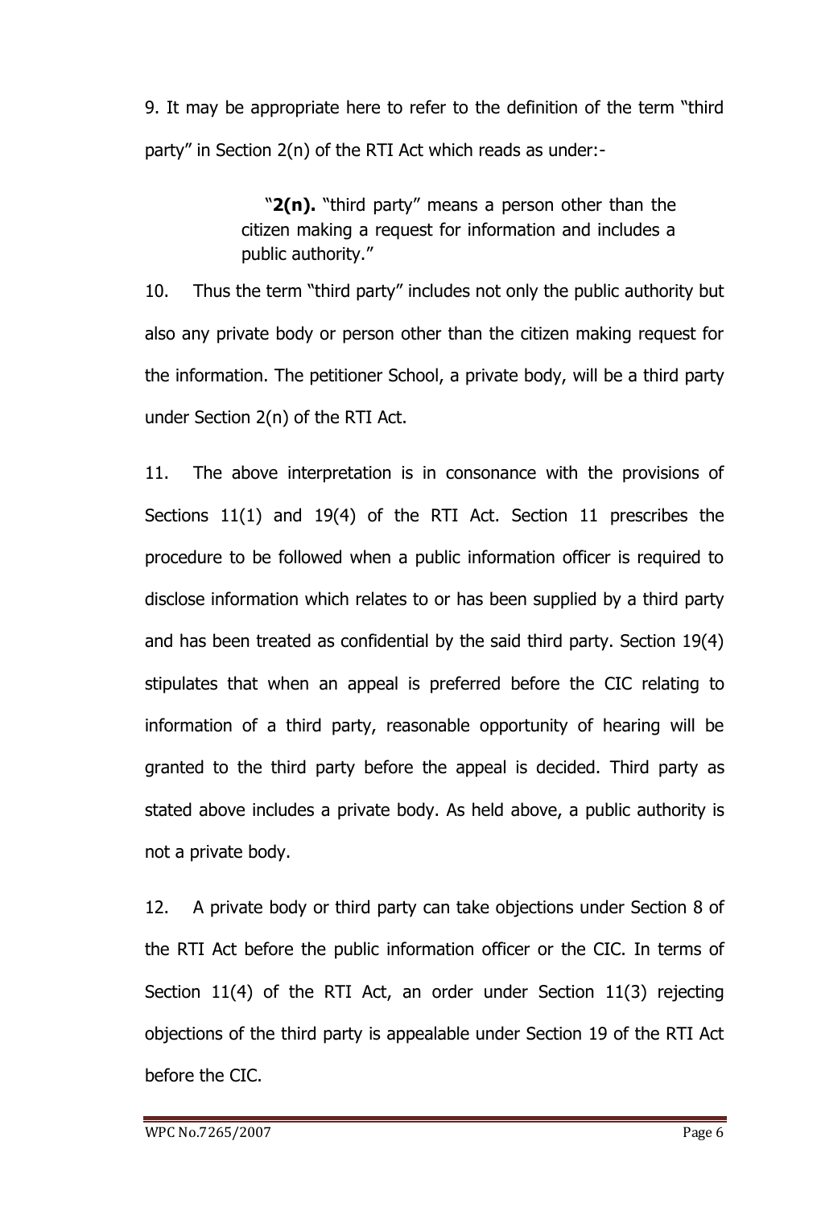9. It may be appropriate here to refer to the definition of the term "third party" in Section 2(n) of the RTI Act which reads as under:-

> "**2(n).** "third party" means a person other than the citizen making a request for information and includes a public authority."

10. Thus the term "third party" includes not only the public authority but also any private body or person other than the citizen making request for the information. The petitioner School, a private body, will be a third party under Section 2(n) of the RTI Act.

11. The above interpretation is in consonance with the provisions of Sections 11(1) and 19(4) of the RTI Act. Section 11 prescribes the procedure to be followed when a public information officer is required to disclose information which relates to or has been supplied by a third party and has been treated as confidential by the said third party. Section 19(4) stipulates that when an appeal is preferred before the CIC relating to information of a third party, reasonable opportunity of hearing will be granted to the third party before the appeal is decided. Third party as stated above includes a private body. As held above, a public authority is not a private body.

12. A private body or third party can take objections under Section 8 of the RTI Act before the public information officer or the CIC. In terms of Section 11(4) of the RTI Act, an order under Section 11(3) rejecting objections of the third party is appealable under Section 19 of the RTI Act before the CIC.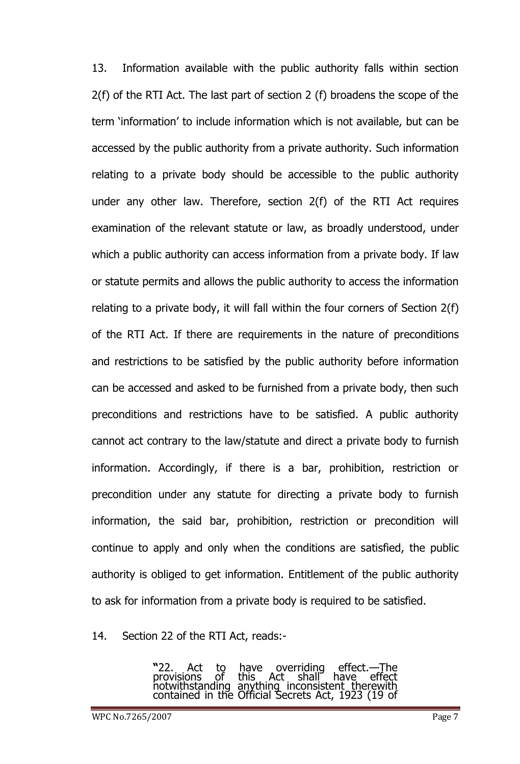13. Information available with the public authority falls within section 2(f) of the RTI Act. The last part of section 2 (f) broadens the scope of the term 'information' to include information which is not available, but can be accessed by the public authority from a private authority. Such information relating to a private body should be accessible to the public authority under any other law. Therefore, section 2(f) of the RTI Act requires examination of the relevant statute or law, as broadly understood, under which a public authority can access information from a private body. If law or statute permits and allows the public authority to access the information relating to a private body, it will fall within the four corners of Section 2(f) of the RTI Act. If there are requirements in the nature of preconditions and restrictions to be satisfied by the public authority before information can be accessed and asked to be furnished from a private body, then such preconditions and restrictions have to be satisfied. A public authority cannot act contrary to the law/statute and direct a private body to furnish information. Accordingly, if there is a bar, prohibition, restriction or precondition under any statute for directing a private body to furnish information, the said bar, prohibition, restriction or precondition will continue to apply and only when the conditions are satisfied, the public authority is obliged to get information. Entitlement of the public authority to ask for information from a private body is required to be satisfied.

14. Section 22 of the RTI Act, reads:-

> "22. Act to have overriding effect.—The provisions of this Act shall have effect notwithstanding anything inconsistent therewith contained in the Official Secrets Act, 1923 (19 of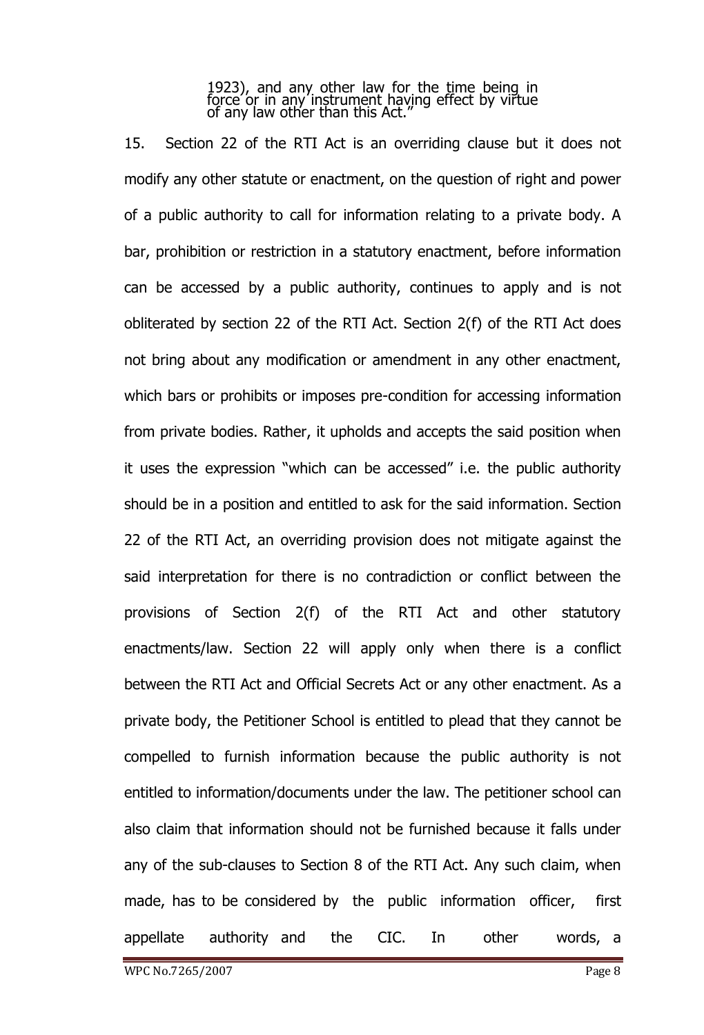> 1923), and any other law for the time being in force or in any instrument having effect by virtue of any law other than this Act."

15. Section 22 of the RTI Act is an overriding clause but it does not modify any other statute or enactment, on the question of right and power of a public authority to call for information relating to a private body. A bar, prohibition or restriction in a statutory enactment, before information can be accessed by a public authority, continues to apply and is not obliterated by section 22 of the RTI Act. Section 2(f) of the RTI Act does not bring about any modification or amendment in any other enactment, which bars or prohibits or imposes pre-condition for accessing information from private bodies. Rather, it upholds and accepts the said position when it uses the expression "which can be accessed" i.e. the public authority should be in a position and entitled to ask for the said information. Section 22 of the RTI Act, an overriding provision does not mitigate against the said interpretation for there is no contradiction or conflict between the provisions of Section 2(f) of the RTI Act and other statutory enactments/law. Section 22 will apply only when there is a conflict between the RTI Act and Official Secrets Act or any other enactment. As a private body, the Petitioner School is entitled to plead that they cannot be compelled to furnish information because the public authority is not entitled to information/documents under the law. The petitioner school can also claim that information should not be furnished because it falls under any of the sub-clauses to Section 8 of the RTI Act. Any such claim, when made, has to be considered by the public information officer, first appellate authority and the CIC. In other words, a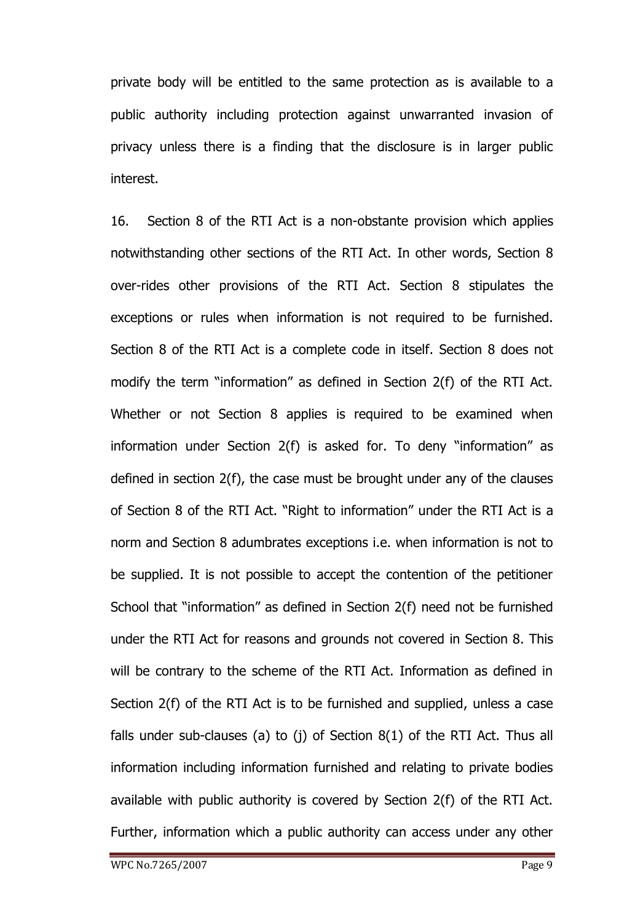private body will be entitled to the same protection as is available to a public authority including protection against unwarranted invasion of privacy unless there is a finding that the disclosure is in larger public interest.

16. Section 8 of the RTI Act is a non-obstante provision which applies notwithstanding other sections of the RTI Act. In other words, Section 8 over-rides other provisions of the RTI Act. Section 8 stipulates the exceptions or rules when information is not required to be furnished. Section 8 of the RTI Act is a complete code in itself. Section 8 does not modify the term "information" as defined in Section 2(f) of the RTI Act. Whether or not Section 8 applies is required to be examined when information under Section 2(f) is asked for. To deny "information" as defined in section 2(f), the case must be brought under any of the clauses of Section 8 of the RTI Act. "Right to information" under the RTI Act is a norm and Section 8 adumbrates exceptions i.e. when information is not to be supplied. It is not possible to accept the contention of the petitioner School that "information" as defined in Section 2(f) need not be furnished under the RTI Act for reasons and grounds not covered in Section 8. This will be contrary to the scheme of the RTI Act. Information as defined in Section 2(f) of the RTI Act is to be furnished and supplied, unless a case falls under sub-clauses (a) to (j) of Section 8(1) of the RTI Act. Thus all information including information furnished and relating to private bodies available with public authority is covered by Section 2(f) of the RTI Act. Further, information which a public authority can access under any other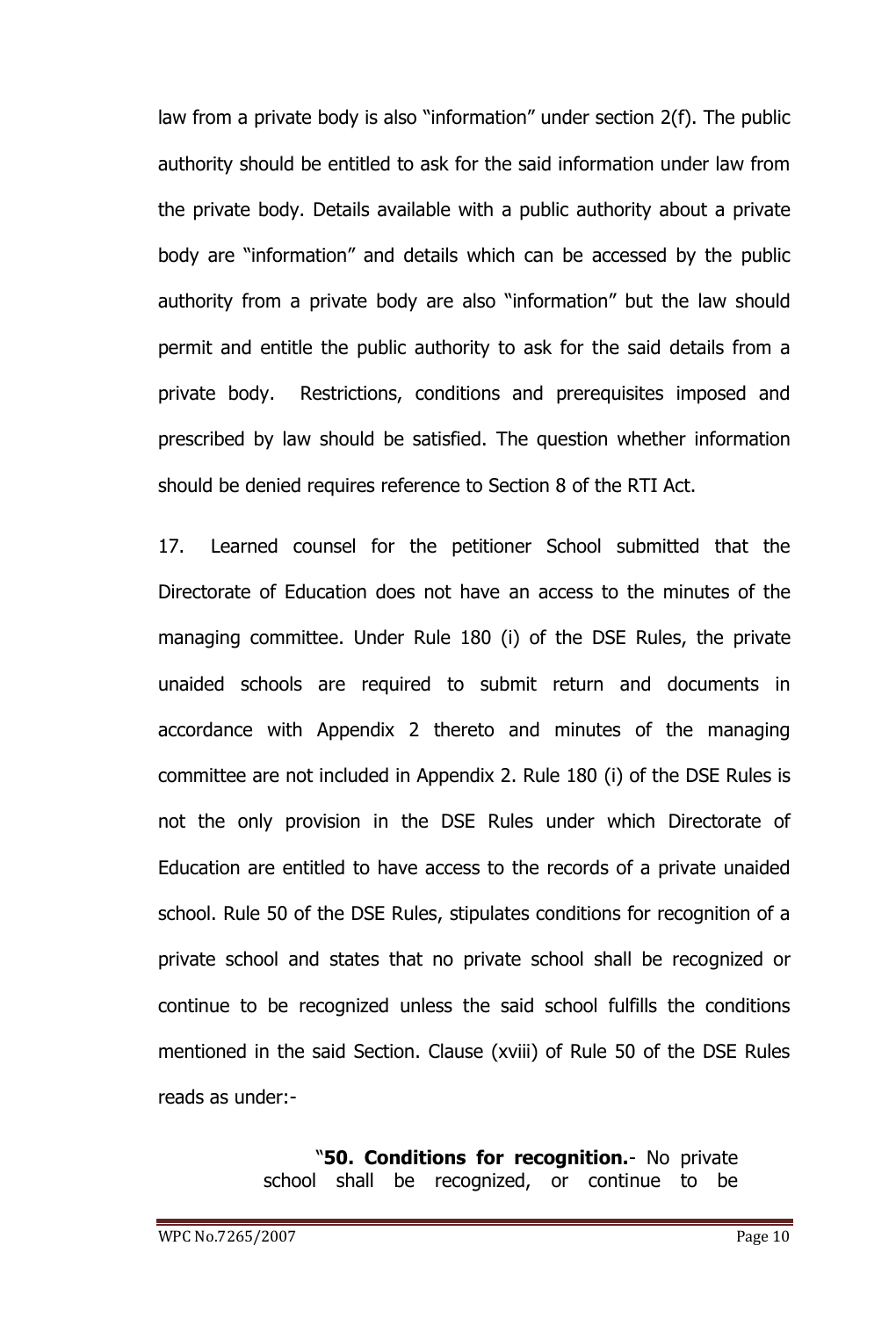law from a private body is also "information" under section 2(f). The public authority should be entitled to ask for the said information under law from the private body. Details available with a public authority about a private body are "information" and details which can be accessed by the public authority from a private body are also "information" but the law should permit and entitle the public authority to ask for the said details from a private body. Restrictions, conditions and prerequisites imposed and prescribed by law should be satisfied. The question whether information should be denied requires reference to Section 8 of the RTI Act.

17. Learned counsel for the petitioner School submitted that the Directorate of Education does not have an access to the minutes of the managing committee. Under Rule 180 (i) of the DSE Rules, the private unaided schools are required to submit return and documents in accordance with Appendix 2 thereto and minutes of the managing committee are not included in Appendix 2. Rule 180 (i) of the DSE Rules is not the only provision in the DSE Rules under which Directorate of Education are entitled to have access to the records of a private unaided school. Rule 50 of the DSE Rules, stipulates conditions for recognition of a private school and states that no private school shall be recognized or continue to be recognized unless the said school fulfills the conditions mentioned in the said Section. Clause (xviii) of Rule 50 of the DSE Rules reads as under:-

> "**50. Conditions for recognition.**- No private school shall be recognized, or continue to be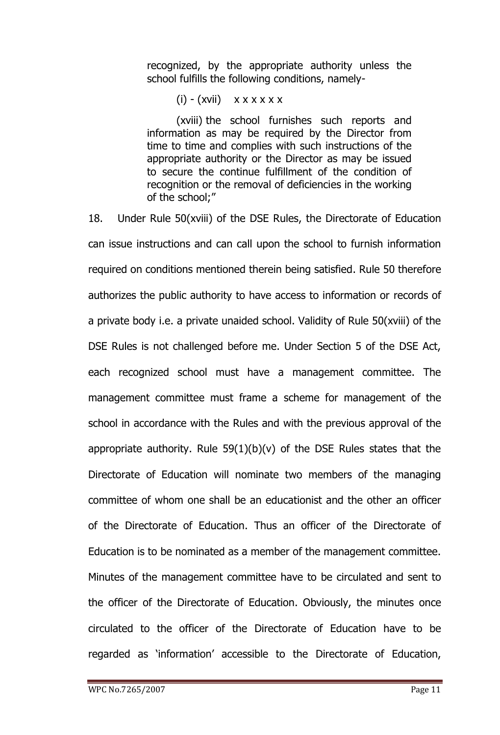> recognized, by the appropriate authority unless the school fulfills the following conditions, namely-
>
> (i) - (xvii) x x x x x x
>
> (xviii) the school furnishes such reports and information as may be required by the Director from time to time and complies with such instructions of the appropriate authority or the Director as may be issued to secure the continue fulfillment of the condition of recognition or the removal of deficiencies in the working of the school;"

18. Under Rule 50(xviii) of the DSE Rules, the Directorate of Education can issue instructions and can call upon the school to furnish information required on conditions mentioned therein being satisfied. Rule 50 therefore authorizes the public authority to have access to information or records of a private body i.e. a private unaided school. Validity of Rule 50(xviii) of the DSE Rules is not challenged before me. Under Section 5 of the DSE Act, each recognized school must have a management committee. The management committee must frame a scheme for management of the school in accordance with the Rules and with the previous approval of the appropriate authority. Rule 59(1)(b)(v) of the DSE Rules states that the Directorate of Education will nominate two members of the managing committee of whom one shall be an educationist and the other an officer of the Directorate of Education. Thus an officer of the Directorate of Education is to be nominated as a member of the management committee. Minutes of the management committee have to be circulated and sent to the officer of the Directorate of Education. Obviously, the minutes once circulated to the officer of the Directorate of Education have to be regarded as 'information' accessible to the Directorate of Education,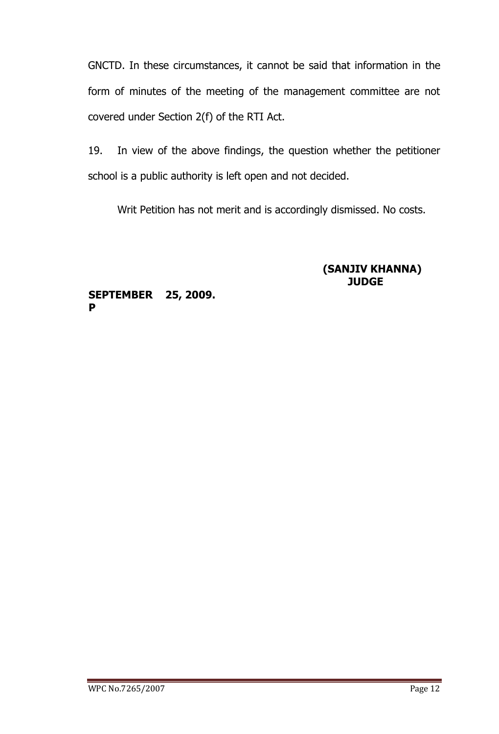GNCTD. In these circumstances, it cannot be said that information in the form of minutes of the meeting of the management committee are not covered under Section 2(f) of the RTI Act.

19. In view of the above findings, the question whether the petitioner school is a public authority is left open and not decided.

Writ Petition has not merit and is accordingly dismissed. No costs.

**(SANJIV KHANNA)**
**JUDGE**

**SEPTEMBER 25, 2009.**
**P**